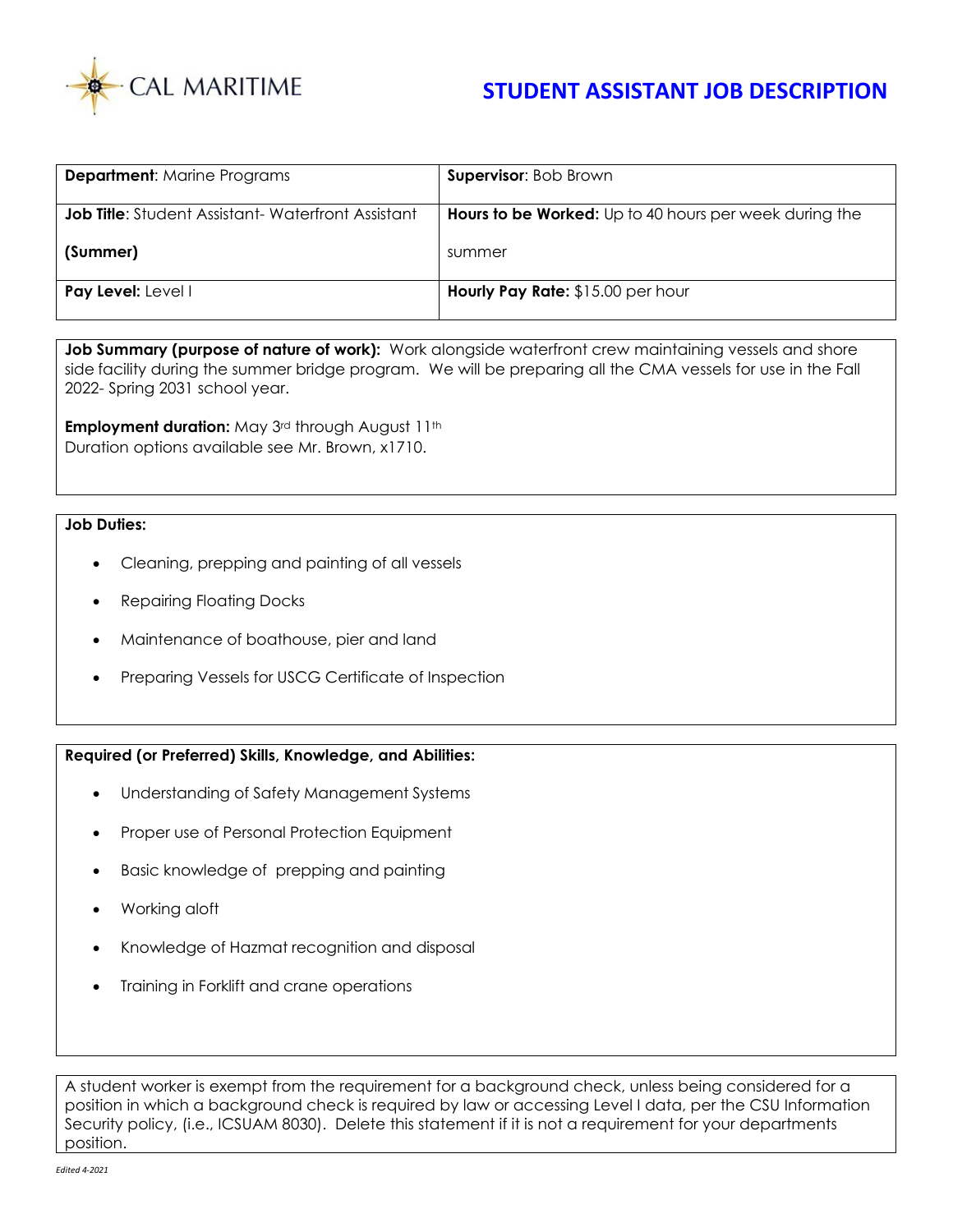CAL MARITIME

# STUDENT ASSISTANT JOB DESCRIPTION

| **Department**: Marine Programs | **Supervisor**: Bob Brown |
|---|---|
| **Job Title**: Student Assistant- Waterfront Assistant **(Summer)** | **Hours to be Worked:** Up to 40 hours per week during the summer |
| **Pay Level:** Level I | **Hourly Pay Rate:** $15.00 per hour |

**Job Summary (purpose of nature of work):** Work alongside waterfront crew maintaining vessels and shore side facility during the summer bridge program. We will be preparing all the CMA vessels for use in the Fall 2022- Spring 2031 school year.

**Employment duration:** May 3rd through August 11th
Duration options available see Mr. Brown, x1710.

**Job Duties:**

- Cleaning, prepping and painting of all vessels
- Repairing Floating Docks
- Maintenance of boathouse, pier and land
- Preparing Vessels for USCG Certificate of Inspection

**Required (or Preferred) Skills, Knowledge, and Abilities:**

- Understanding of Safety Management Systems
- Proper use of Personal Protection Equipment
- Basic knowledge of prepping and painting
- Working aloft
- Knowledge of Hazmat recognition and disposal
- Training in Forklift and crane operations

A student worker is exempt from the requirement for a background check, unless being considered for a position in which a background check is required by law or accessing Level I data, per the CSU Information Security policy, (i.e., ICSUAM 8030). Delete this statement if it is not a requirement for your departments position.

*Edited 4-2021*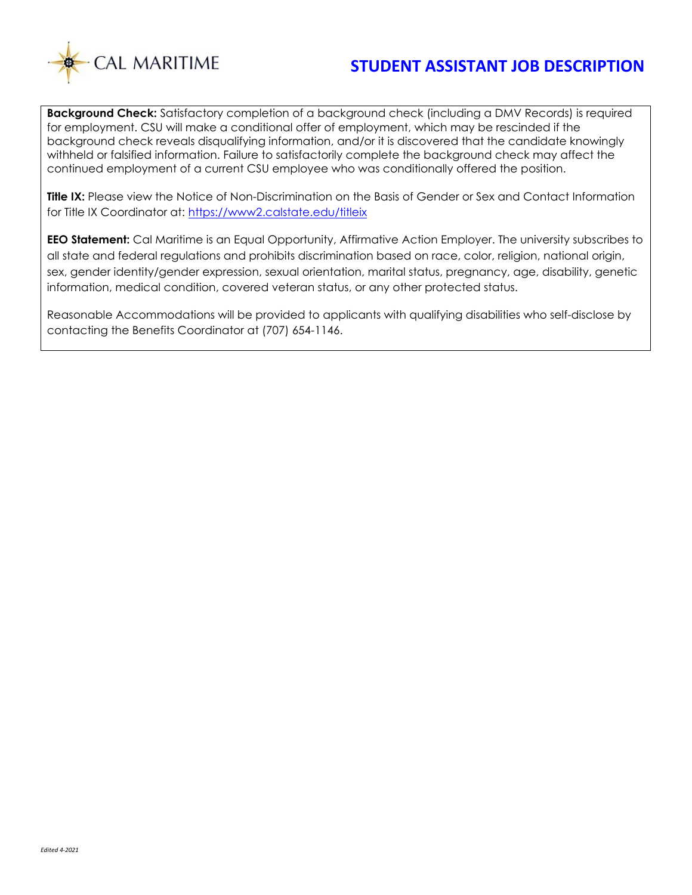**Background Check:** Satisfactory completion of a background check (including a DMV Records) is required for employment. CSU will make a conditional offer of employment, which may be rescinded if the background check reveals disqualifying information, and/or it is discovered that the candidate knowingly withheld or falsified information. Failure to satisfactorily complete the background check may affect the continued employment of a current CSU employee who was conditionally offered the position.

**Title IX:** Please view the Notice of Non-Discrimination on the Basis of Gender or Sex and Contact Information for Title IX Coordinator at: https://www2.calstate.edu/titleix

**EEO Statement:** Cal Maritime is an Equal Opportunity, Affirmative Action Employer. The university subscribes to all state and federal regulations and prohibits discrimination based on race, color, religion, national origin, sex, gender identity/gender expression, sexual orientation, marital status, pregnancy, age, disability, genetic information, medical condition, covered veteran status, or any other protected status.

Reasonable Accommodations will be provided to applicants with qualifying disabilities who self-disclose by contacting the Benefits Coordinator at (707) 654-1146.